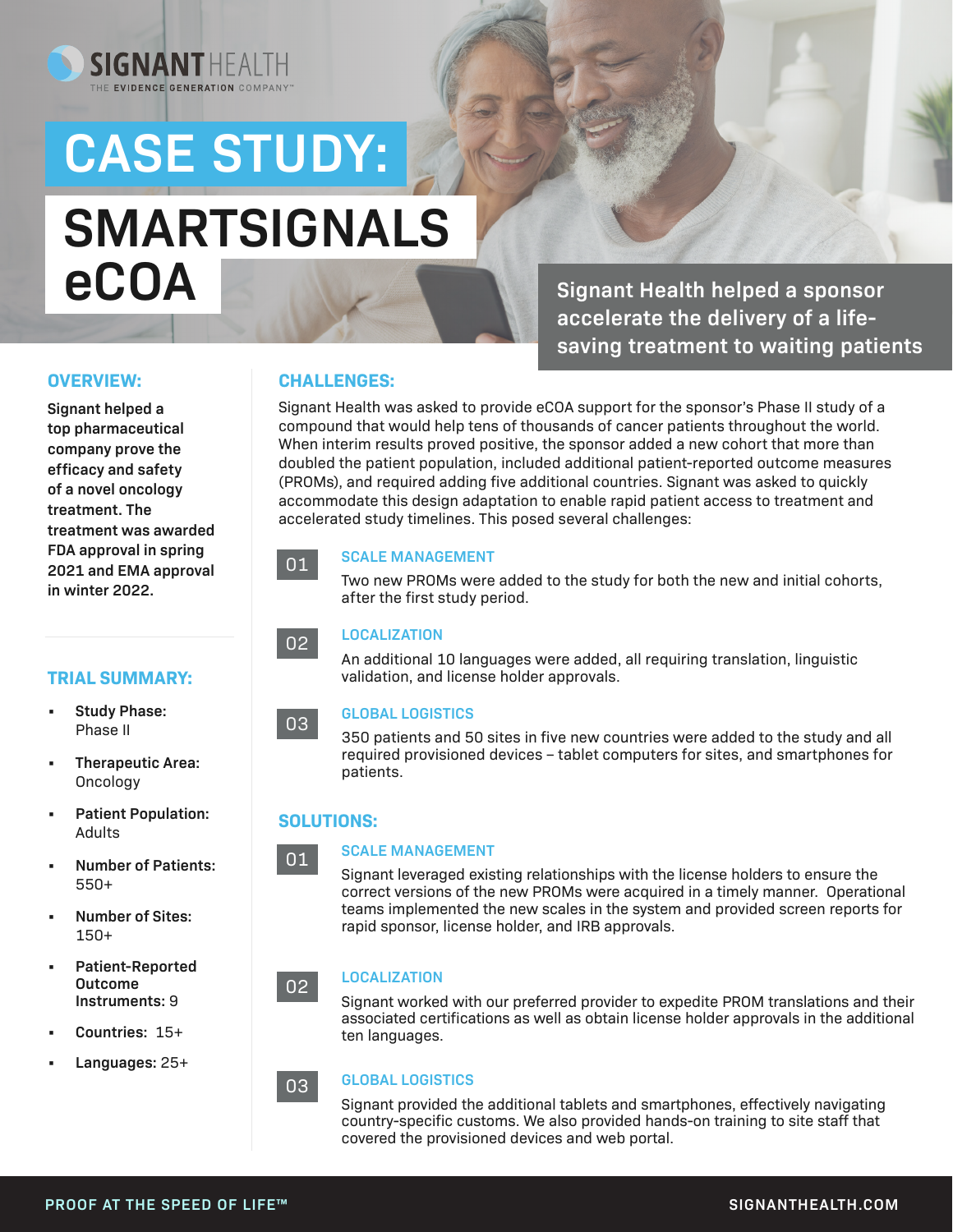SIGNANT HEALTH

THE EVIDENCE GENERATION COMPANY™

# CASE STUDY:

# SMARTSIGNALS eCOA

**Signant Health helped a sponsor accelerate the delivery of a life-saving treatment to waiting patients**

## OVERVIEW:

**Signant helped a top pharmaceutical company prove the efficacy and safety of a novel oncology treatment. The treatment was awarded FDA approval in spring 2021 and EMA approval in winter 2022.**

## TRIAL SUMMARY:

- **Study Phase:** Phase II
- **Therapeutic Area:** Oncology
- **Patient Population:** Adults
- **Number of Patients:** 550+
- **Number of Sites:** 150+
- **Patient-Reported Outcome Instruments:** 9
- **Countries:** 15+
- **Languages:** 25+

## CHALLENGES:

Signant Health was asked to provide eCOA support for the sponsor's Phase II study of a compound that would help tens of thousands of cancer patients throughout the world. When interim results proved positive, the sponsor added a new cohort that more than doubled the patient population, included additional patient-reported outcome measures (PROMs), and required adding five additional countries. Signant was asked to quickly accommodate this design adaptation to enable rapid patient access to treatment and accelerated study timelines. This posed several challenges:

### 01 SCALE MANAGEMENT

Two new PROMs were added to the study for both the new and initial cohorts, after the first study period.

### 02 LOCALIZATION

An additional 10 languages were added, all requiring translation, linguistic validation, and license holder approvals.

### 03 GLOBAL LOGISTICS

350 patients and 50 sites in five new countries were added to the study and all required provisioned devices – tablet computers for sites, and smartphones for patients.

## SOLUTIONS:

### 01 SCALE MANAGEMENT

Signant leveraged existing relationships with the license holders to ensure the correct versions of the new PROMs were acquired in a timely manner. Operational teams implemented the new scales in the system and provided screen reports for rapid sponsor, license holder, and IRB approvals.

### 02 LOCALIZATION

Signant worked with our preferred provider to expedite PROM translations and their associated certifications as well as obtain license holder approvals in the additional ten languages.

### 03 GLOBAL LOGISTICS

Signant provided the additional tablets and smartphones, effectively navigating country-specific customs. We also provided hands-on training to site staff that covered the provisioned devices and web portal.

PROOF AT THE SPEED OF LIFE™

SIGNANTHEALTH.COM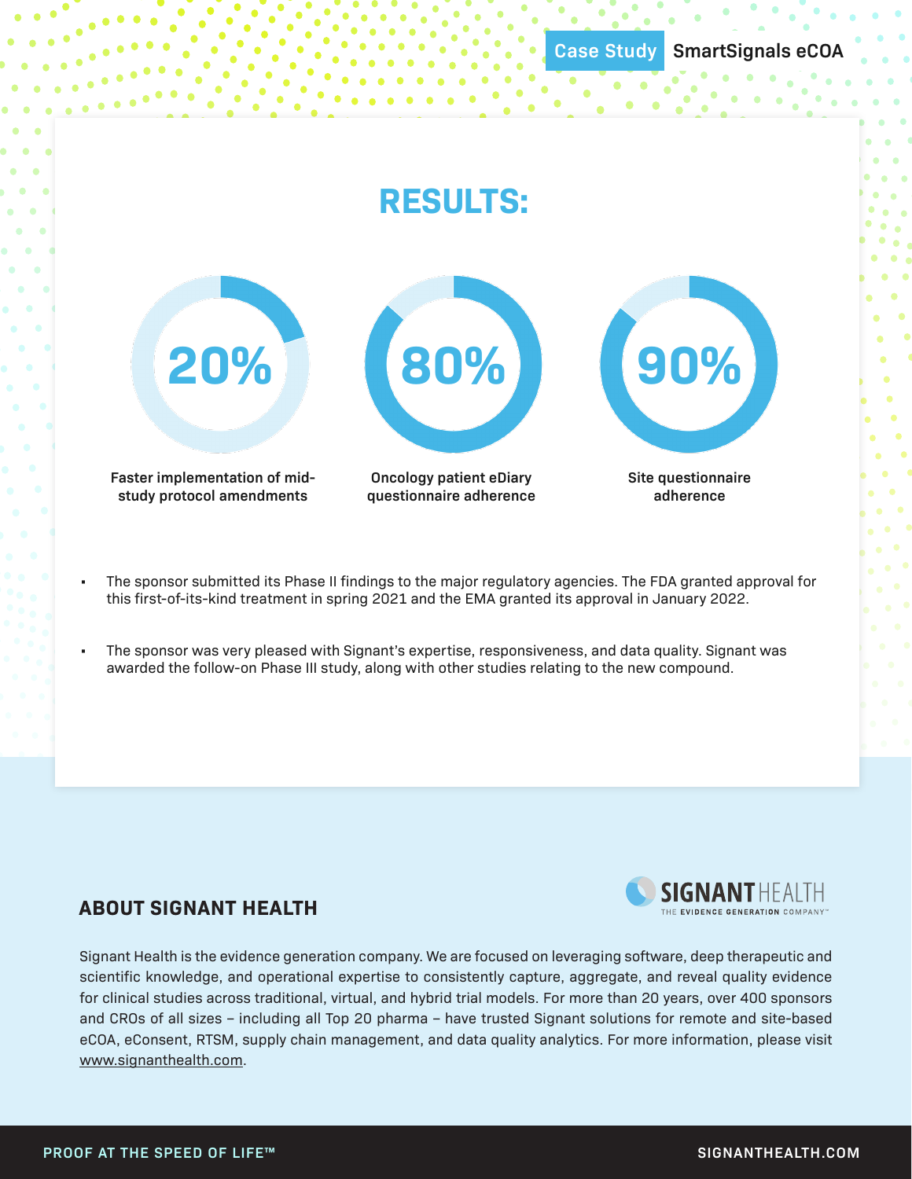## RESULTS:

20%

Faster implementation of mid-study protocol amendments

80%

Oncology patient eDiary questionnaire adherence

90%

Site questionnaire adherence

- The sponsor submitted its Phase II findings to the major regulatory agencies. The FDA granted approval for this first-of-its-kind treatment in spring 2021 and the EMA granted its approval in January 2022.
- The sponsor was very pleased with Signant's expertise, responsiveness, and data quality. Signant was awarded the follow-on Phase III study, along with other studies relating to the new compound.

## ABOUT SIGNANT HEALTH

SIGNANT HEALTH
THE EVIDENCE GENERATION COMPANY™

Signant Health is the evidence generation company. We are focused on leveraging software, deep therapeutic and scientific knowledge, and operational expertise to consistently capture, aggregate, and reveal quality evidence for clinical studies across traditional, virtual, and hybrid trial models. For more than 20 years, over 400 sponsors and CROs of all sizes – including all Top 20 pharma – have trusted Signant solutions for remote and site-based eCOA, eConsent, RTSM, supply chain management, and data quality analytics. For more information, please visit www.signanthealth.com.

PROOF AT THE SPEED OF LIFE™

SIGNANTHEALTH.COM